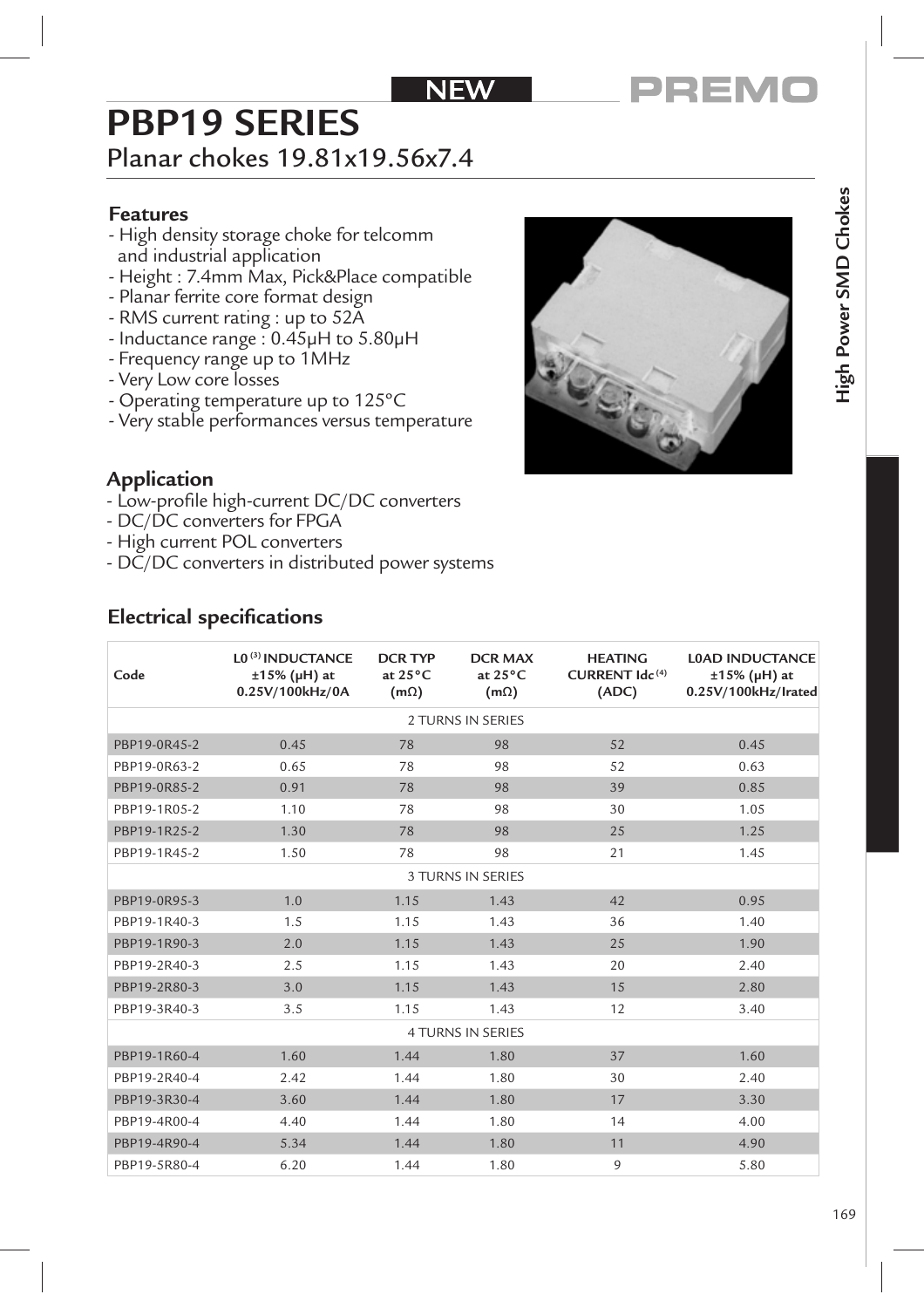NEW

PREMO

# PBP19 SERIES

## Planar chokes 19.81x19.56x7.4

### Features

- High density storage choke for telcomm and industrial application
- Height : 7.4mm Max, Pick&Place compatible
- Planar ferrite core format design
- RMS current rating : up to 52A
- Inductance range : 0.45μH to 5.80μH
- Frequency range up to 1MHz
- Very Low core losses
- Operating temperature up to 125°C
- Very stable performances versus temperature

### Application

- Low-profile high-current DC/DC converters
- DC/DC converters for FPGA
- High current POL converters
- DC/DC converters in distributed power systems

### Electrical specifications

| Code | L0 [3] INDUCTANCE ±15% (μH) at 0.25V/100kHz/0A | DCR TYP at 25°C (mΩ) | DCR MAX at 25°C (mΩ) | HEATING CURRENT Idc [4] (ADC) | L0AD INDUCTANCE ±15% (μH) at 0.25V/100kHz/Irated |
|---|---|---|---|---|---|
| 2 TURNS IN SERIES | | | | | |
| PBP19-0R45-2 | 0.45 | 78 | 98 | 52 | 0.45 |
| PBP19-0R63-2 | 0.65 | 78 | 98 | 52 | 0.63 |
| PBP19-0R85-2 | 0.91 | 78 | 98 | 39 | 0.85 |
| PBP19-1R05-2 | 1.10 | 78 | 98 | 30 | 1.05 |
| PBP19-1R25-2 | 1.30 | 78 | 98 | 25 | 1.25 |
| PBP19-1R45-2 | 1.50 | 78 | 98 | 21 | 1.45 |
| 3 TURNS IN SERIES | | | | | |
| PBP19-0R95-3 | 1.0 | 1.15 | 1.43 | 42 | 0.95 |
| PBP19-1R40-3 | 1.5 | 1.15 | 1.43 | 36 | 1.40 |
| PBP19-1R90-3 | 2.0 | 1.15 | 1.43 | 25 | 1.90 |
| PBP19-2R40-3 | 2.5 | 1.15 | 1.43 | 20 | 2.40 |
| PBP19-2R80-3 | 3.0 | 1.15 | 1.43 | 15 | 2.80 |
| PBP19-3R40-3 | 3.5 | 1.15 | 1.43 | 12 | 3.40 |
| 4 TURNS IN SERIES | | | | | |
| PBP19-1R60-4 | 1.60 | 1.44 | 1.80 | 37 | 1.60 |
| PBP19-2R40-4 | 2.42 | 1.44 | 1.80 | 30 | 2.40 |
| PBP19-3R30-4 | 3.60 | 1.44 | 1.80 | 17 | 3.30 |
| PBP19-4R00-4 | 4.40 | 1.44 | 1.80 | 14 | 4.00 |
| PBP19-4R90-4 | 5.34 | 1.44 | 1.80 | 11 | 4.90 |
| PBP19-5R80-4 | 6.20 | 1.44 | 1.80 | 9 | 5.80 |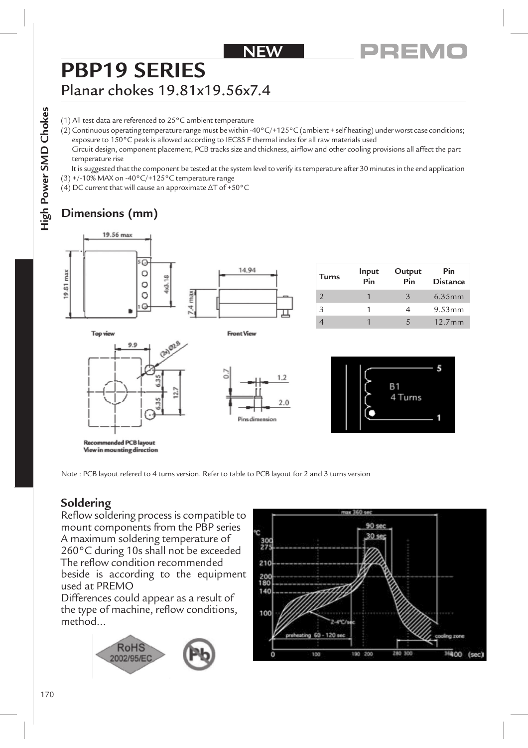# PBP19 SERIES

## Planar chokes 19.81x19.56x7.4

(1) All test data are referenced to 25°C ambient temperature

(2) Continuous operating temperature range must be within -40°C/+125°C (ambient + self heating) under worst case conditions; exposure to 150°C peak is allowed according to IEC85 F thermal index for all raw materials used

Circuit design, component placement, PCB tracks size and thickness, airflow and other cooling provisions all affect the part temperature rise

It is suggested that the component be tested at the system level to verify its temperature after 30 minutes in the end application

(3) +/-10% MAX on -40°C/+125°C temperature range

(4) DC current that will cause an approximate ΔT of +50°C

## Dimensions (mm)

19.56 max

19.81 max

4x3.18

14.94

7.4 max

Top view

Front View

9.9

(2x) Ø2.8

6.35

6.35

12.7

0.7

1.2

2.0

Pins dimension

Recommended PCB layout
View in mounting direction

| Turns | Input Pin | Output Pin | Pin Distance |
|---|---|---|---|
| 2 | 1 | 3 | 6.35mm |
| 3 | 1 | 4 | 9.53mm |
| 4 | 1 | 5 | 12.7mm |

B1
4 Turns
5
1

Note : PCB layout refered to 4 turns version. Refer to table to PCB layout for 2 and 3 turns version

## Soldering

Reflow soldering process is compatible to mount components from the PBP series
A maximum soldering temperature of 260°C during 10s shall not be exceeded
The reflow condition recommended beside is according to the equipment used at PREMO
Differences could appear as a result of the type of machine, reflow conditions, method...

max 360 sec
90 sec
30 sec
°C
300
275
210
200
180
140
100
2-4°C/sec
preheating 60 - 120 sec
cooling zone
0
100
190 200
280 300
360
400 (sec)

RoHS 2002/95/EC